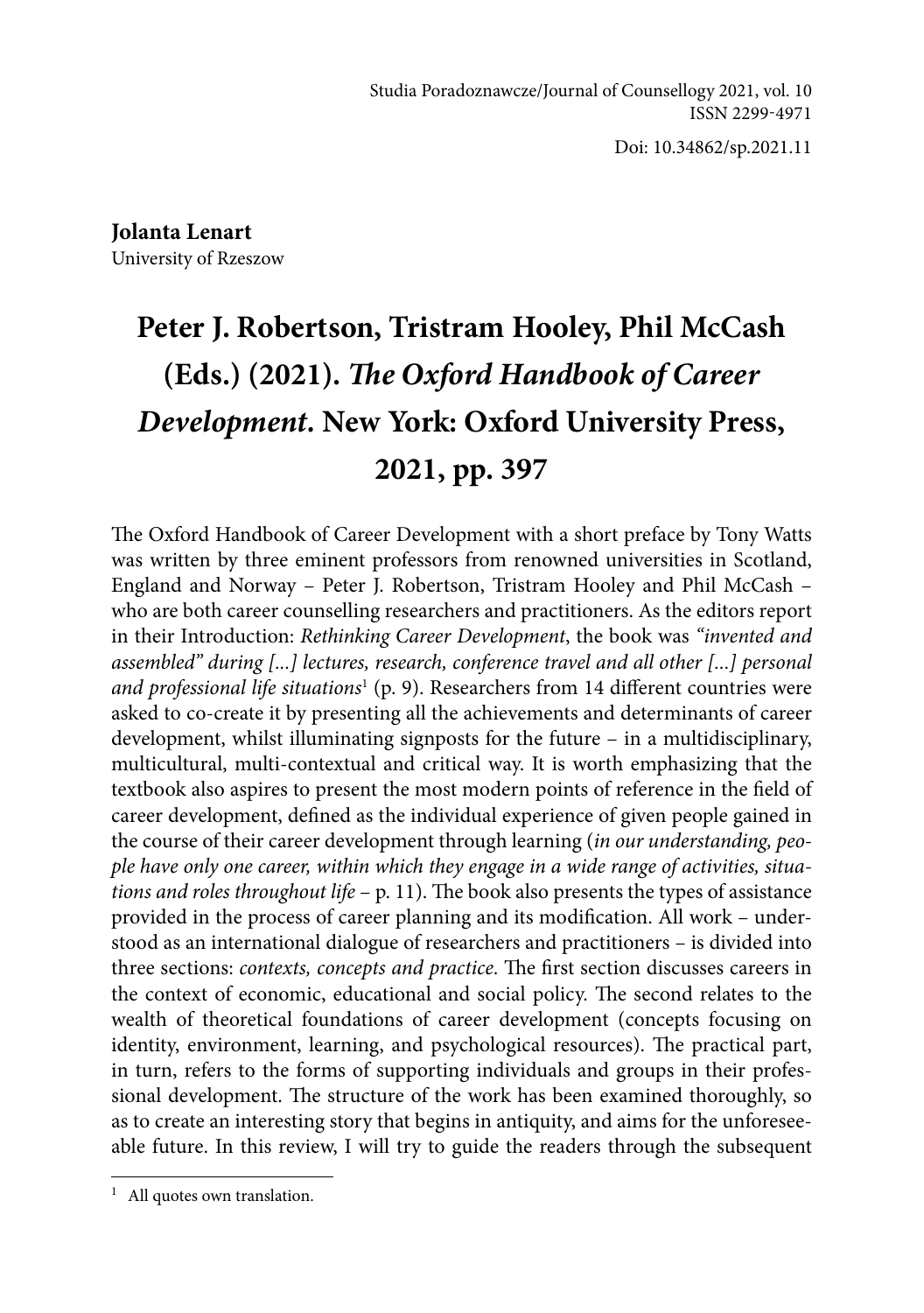Studia Poradoznawcze/Journal of Counsellogy 2021, vol. 10
ISSN 2299-4971

Doi: 10.34862/sp.2021.11

**Jolanta Lenart**
University of Rzeszow

# Peter J. Robertson, Tristram Hooley, Phil McCash (Eds.) (2021). *The Oxford Handbook of Career Development*. New York: Oxford University Press, 2021, pp. 397

The Oxford Handbook of Career Development with a short preface by Tony Watts was written by three eminent professors from renowned universities in Scotland, England and Norway – Peter J. Robertson, Tristram Hooley and Phil McCash – who are both career counselling researchers and practitioners. As the editors report in their Introduction: *Rethinking Career Development*, the book was *"invented and assembled" during [...] lectures, research, conference travel and all other [...] personal and professional life situations*[1] (p. 9). Researchers from 14 different countries were asked to co-create it by presenting all the achievements and determinants of career development, whilst illuminating signposts for the future – in a multidisciplinary, multicultural, multi-contextual and critical way. It is worth emphasizing that the textbook also aspires to present the most modern points of reference in the field of career development, defined as the individual experience of given people gained in the course of their career development through learning (*in our understanding, people have only one career, within which they engage in a wide range of activities, situations and roles throughout life* – p. 11). The book also presents the types of assistance provided in the process of career planning and its modification. All work – understood as an international dialogue of researchers and practitioners – is divided into three sections: *contexts, concepts and practice*. The first section discusses careers in the context of economic, educational and social policy. The second relates to the wealth of theoretical foundations of career development (concepts focusing on identity, environment, learning, and psychological resources). The practical part, in turn, refers to the forms of supporting individuals and groups in their professional development. The structure of the work has been examined thoroughly, so as to create an interesting story that begins in antiquity, and aims for the unforeseeable future. In this review, I will try to guide the readers through the subsequent

---

[1] All quotes own translation.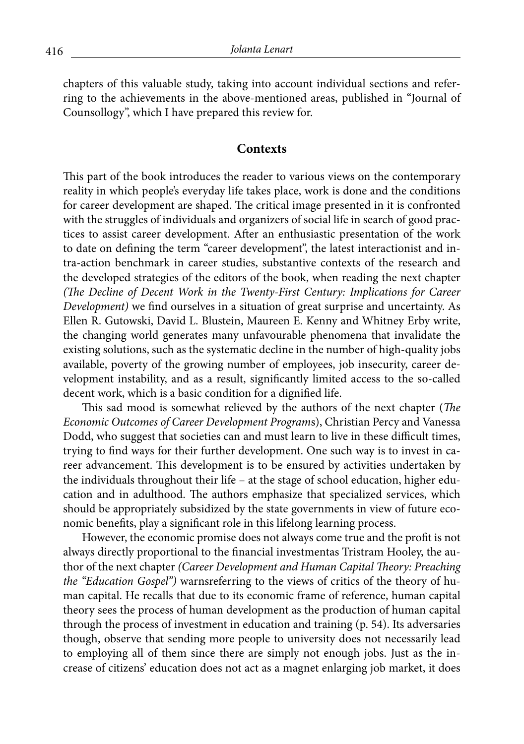chapters of this valuable study, taking into account individual sections and referring to the achievements in the above-mentioned areas, published in "Journal of Counsollogy", which I have prepared this review for.

## Contexts

This part of the book introduces the reader to various views on the contemporary reality in which people's everyday life takes place, work is done and the conditions for career development are shaped. The critical image presented in it is confronted with the struggles of individuals and organizers of social life in search of good practices to assist career development. After an enthusiastic presentation of the work to date on defining the term "career development", the latest interactionist and intra-action benchmark in career studies, substantive contexts of the research and the developed strategies of the editors of the book, when reading the next chapter *(The Decline of Decent Work in the Twenty-First Century: Implications for Career Development)* we find ourselves in a situation of great surprise and uncertainty. As Ellen R. Gutowski, David L. Blustein, Maureen E. Kenny and Whitney Erby write, the changing world generates many unfavourable phenomena that invalidate the existing solutions, such as the systematic decline in the number of high-quality jobs available, poverty of the growing number of employees, job insecurity, career development instability, and as a result, significantly limited access to the so-called decent work, which is a basic condition for a dignified life.

This sad mood is somewhat relieved by the authors of the next chapter (*The Economic Outcomes of Career Development Programs*), Christian Percy and Vanessa Dodd, who suggest that societies can and must learn to live in these difficult times, trying to find ways for their further development. One such way is to invest in career advancement. This development is to be ensured by activities undertaken by the individuals throughout their life – at the stage of school education, higher education and in adulthood. The authors emphasize that specialized services, which should be appropriately subsidized by the state governments in view of future economic benefits, play a significant role in this lifelong learning process.

However, the economic promise does not always come true and the profit is not always directly proportional to the financial investmentas Tristram Hooley, the author of the next chapter *(Career Development and Human Capital Theory: Preaching the "Education Gospel")* warnsreferring to the views of critics of the theory of human capital. He recalls that due to its economic frame of reference, human capital theory sees the process of human development as the production of human capital through the process of investment in education and training (p. 54). Its adversaries though, observe that sending more people to university does not necessarily lead to employing all of them since there are simply not enough jobs. Just as the increase of citizens' education does not act as a magnet enlarging job market, it does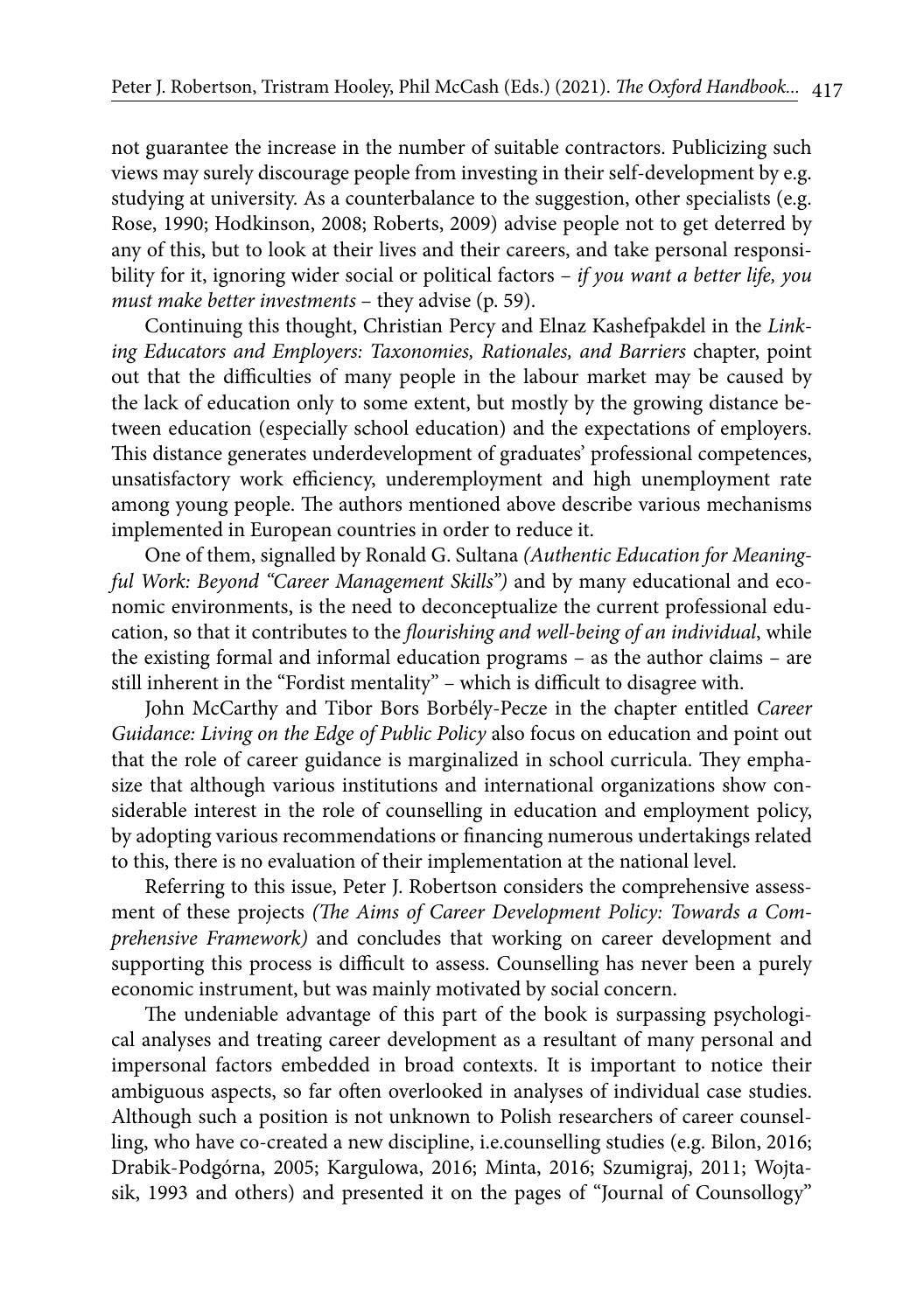not guarantee the increase in the number of suitable contractors. Publicizing such views may surely discourage people from investing in their self-development by e.g. studying at university. As a counterbalance to the suggestion, other specialists (e.g. Rose, 1990; Hodkinson, 2008; Roberts, 2009) advise people not to get deterred by any of this, but to look at their lives and their careers, and take personal responsibility for it, ignoring wider social or political factors – *if you want a better life, you must make better investments* – they advise (p. 59).

Continuing this thought, Christian Percy and Elnaz Kashefpakdel in the *Linking Educators and Employers: Taxonomies, Rationales, and Barriers* chapter, point out that the difficulties of many people in the labour market may be caused by the lack of education only to some extent, but mostly by the growing distance between education (especially school education) and the expectations of employers. This distance generates underdevelopment of graduates' professional competences, unsatisfactory work efficiency, underemployment and high unemployment rate among young people. The authors mentioned above describe various mechanisms implemented in European countries in order to reduce it.

One of them, signalled by Ronald G. Sultana *(Authentic Education for Meaningful Work: Beyond "Career Management Skills")* and by many educational and economic environments, is the need to deconceptualize the current professional education, so that it contributes to the *flourishing and well-being of an individual*, while the existing formal and informal education programs – as the author claims – are still inherent in the "Fordist mentality" – which is difficult to disagree with.

John McCarthy and Tibor Bors Borbély-Pecze in the chapter entitled *Career Guidance: Living on the Edge of Public Policy* also focus on education and point out that the role of career guidance is marginalized in school curricula. They emphasize that although various institutions and international organizations show considerable interest in the role of counselling in education and employment policy, by adopting various recommendations or financing numerous undertakings related to this, there is no evaluation of their implementation at the national level.

Referring to this issue, Peter J. Robertson considers the comprehensive assessment of these projects *(The Aims of Career Development Policy: Towards a Comprehensive Framework)* and concludes that working on career development and supporting this process is difficult to assess. Counselling has never been a purely economic instrument, but was mainly motivated by social concern.

The undeniable advantage of this part of the book is surpassing psychological analyses and treating career development as a resultant of many personal and impersonal factors embedded in broad contexts. It is important to notice their ambiguous aspects, so far often overlooked in analyses of individual case studies. Although such a position is not unknown to Polish researchers of career counselling, who have co-created a new discipline, i.e.counselling studies (e.g. Bilon, 2016; Drabik-Podgórna, 2005; Kargulowa, 2016; Minta, 2016; Szumigraj, 2011; Wojtasik, 1993 and others) and presented it on the pages of "Journal of Counsollogy"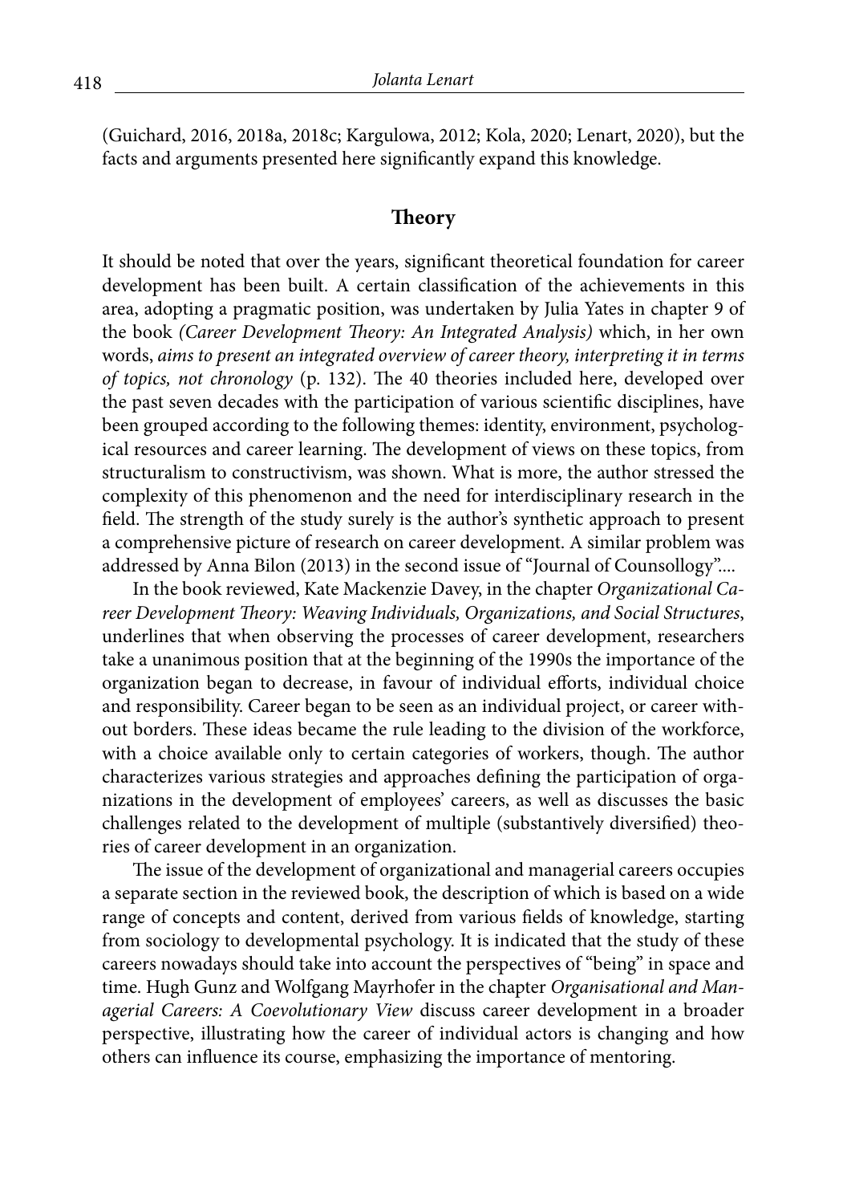(Guichard, 2016, 2018a, 2018c; Kargulowa, 2012; Kola, 2020; Lenart, 2020), but the facts and arguments presented here significantly expand this knowledge.

## Theory

It should be noted that over the years, significant theoretical foundation for career development has been built. A certain classification of the achievements in this area, adopting a pragmatic position, was undertaken by Julia Yates in chapter 9 of the book *(Career Development Theory: An Integrated Analysis)* which, in her own words, *aims to present an integrated overview of career theory, interpreting it in terms of topics, not chronology* (p. 132). The 40 theories included here, developed over the past seven decades with the participation of various scientific disciplines, have been grouped according to the following themes: identity, environment, psychological resources and career learning. The development of views on these topics, from structuralism to constructivism, was shown. What is more, the author stressed the complexity of this phenomenon and the need for interdisciplinary research in the field. The strength of the study surely is the author's synthetic approach to present a comprehensive picture of research on career development. A similar problem was addressed by Anna Bilon (2013) in the second issue of "Journal of Counsollogy"....

In the book reviewed, Kate Mackenzie Davey, in the chapter *Organizational Career Development Theory: Weaving Individuals, Organizations, and Social Structures*, underlines that when observing the processes of career development, researchers take a unanimous position that at the beginning of the 1990s the importance of the organization began to decrease, in favour of individual efforts, individual choice and responsibility. Career began to be seen as an individual project, or career without borders. These ideas became the rule leading to the division of the workforce, with a choice available only to certain categories of workers, though. The author characterizes various strategies and approaches defining the participation of organizations in the development of employees' careers, as well as discusses the basic challenges related to the development of multiple (substantively diversified) theories of career development in an organization.

The issue of the development of organizational and managerial careers occupies a separate section in the reviewed book, the description of which is based on a wide range of concepts and content, derived from various fields of knowledge, starting from sociology to developmental psychology. It is indicated that the study of these careers nowadays should take into account the perspectives of "being" in space and time. Hugh Gunz and Wolfgang Mayrhofer in the chapter *Organisational and Managerial Careers: A Coevolutionary View* discuss career development in a broader perspective, illustrating how the career of individual actors is changing and how others can influence its course, emphasizing the importance of mentoring.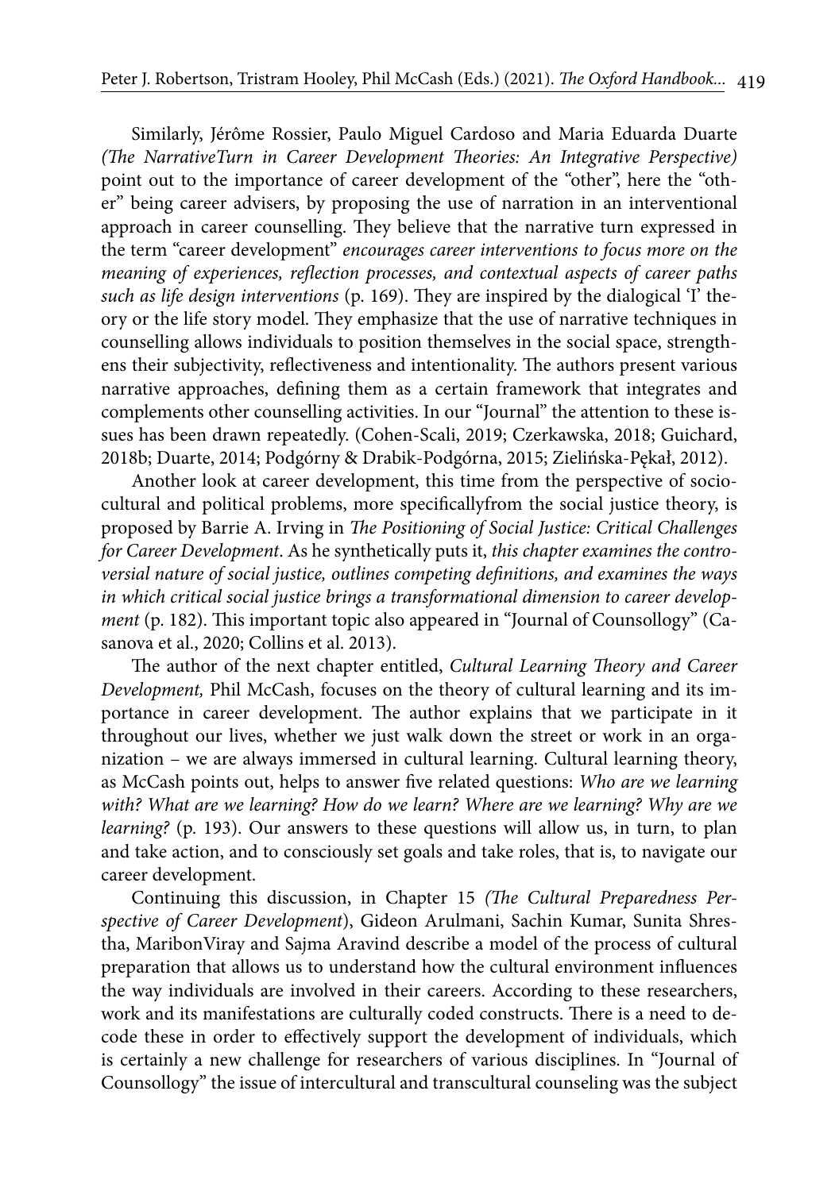Similarly, Jérôme Rossier, Paulo Miguel Cardoso and Maria Eduarda Duarte *(The NarrativeTurn in Career Development Theories: An Integrative Perspective)* point out to the importance of career development of the "other", here the "other" being career advisers, by proposing the use of narration in an interventional approach in career counselling. They believe that the narrative turn expressed in the term "career development" *encourages career interventions to focus more on the meaning of experiences, reflection processes, and contextual aspects of career paths such as life design interventions* (p. 169). They are inspired by the dialogical 'I' theory or the life story model. They emphasize that the use of narrative techniques in counselling allows individuals to position themselves in the social space, strengthens their subjectivity, reflectiveness and intentionality. The authors present various narrative approaches, defining them as a certain framework that integrates and complements other counselling activities. In our "Journal" the attention to these issues has been drawn repeatedly. (Cohen-Scali, 2019; Czerkawska, 2018; Guichard, 2018b; Duarte, 2014; Podgórny & Drabik-Podgórna, 2015; Zielińska-Pękał, 2012).

Another look at career development, this time from the perspective of sociocultural and political problems, more specificallyfrom the social justice theory, is proposed by Barrie A. Irving in *The Positioning of Social Justice: Critical Challenges for Career Development*. As he synthetically puts it, *this chapter examines the controversial nature of social justice, outlines competing definitions, and examines the ways in which critical social justice brings a transformational dimension to career development* (p. 182). This important topic also appeared in "Journal of Counsollogy" (Casanova et al., 2020; Collins et al. 2013).

The author of the next chapter entitled, *Cultural Learning Theory and Career Development,* Phil McCash, focuses on the theory of cultural learning and its importance in career development. The author explains that we participate in it throughout our lives, whether we just walk down the street or work in an organization – we are always immersed in cultural learning. Cultural learning theory, as McCash points out, helps to answer five related questions: *Who are we learning with? What are we learning? How do we learn? Where are we learning? Why are we learning?* (p. 193). Our answers to these questions will allow us, in turn, to plan and take action, and to consciously set goals and take roles, that is, to navigate our career development.

Continuing this discussion, in Chapter 15 *(The Cultural Preparedness Perspective of Career Development*), Gideon Arulmani, Sachin Kumar, Sunita Shrestha, MaribonViray and Sajma Aravind describe a model of the process of cultural preparation that allows us to understand how the cultural environment influences the way individuals are involved in their careers. According to these researchers, work and its manifestations are culturally coded constructs. There is a need to decode these in order to effectively support the development of individuals, which is certainly a new challenge for researchers of various disciplines. In "Journal of Counsollogy" the issue of intercultural and transcultural counseling was the subject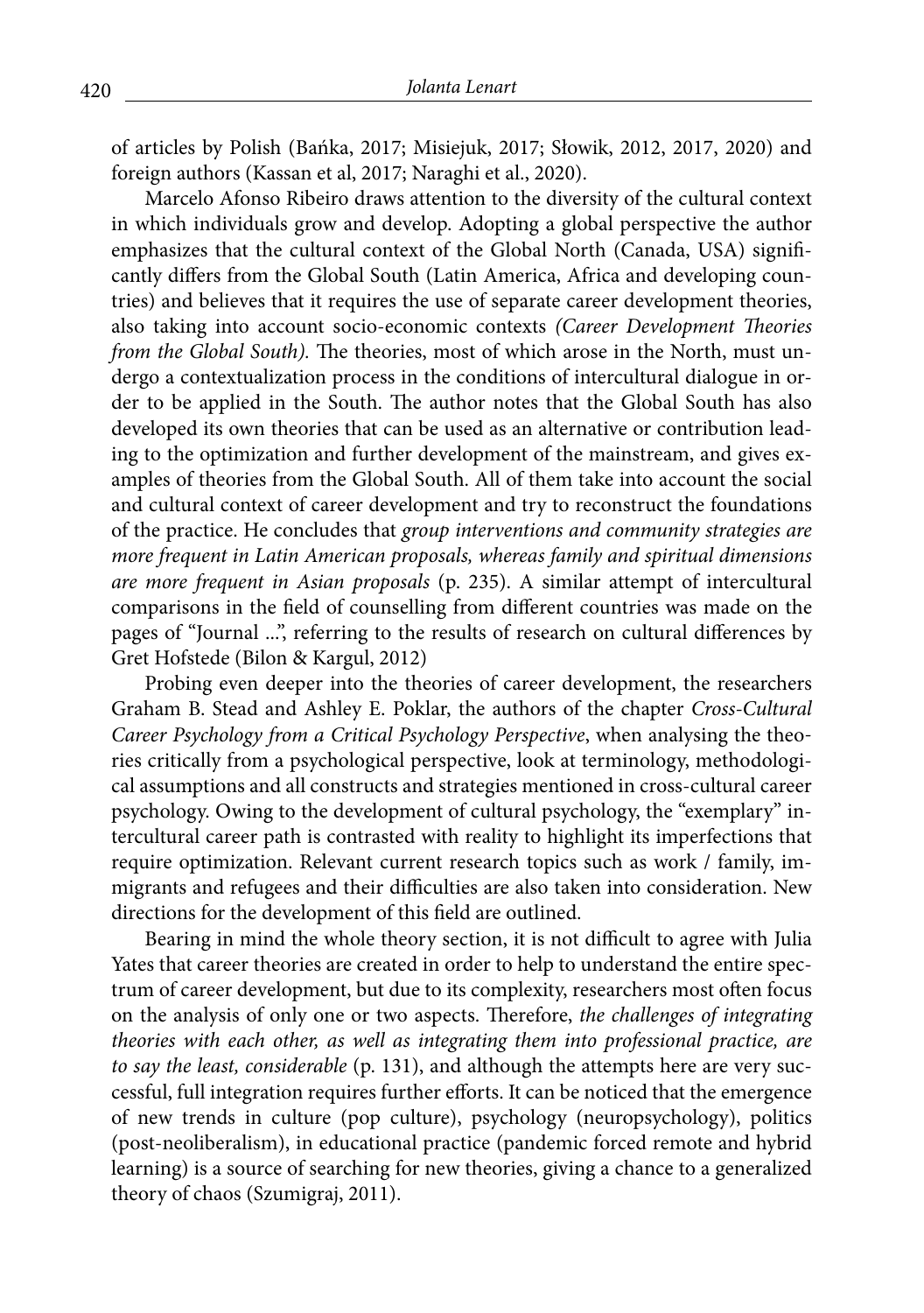of articles by Polish (Bańka, 2017; Misiejuk, 2017; Słowik, 2012, 2017, 2020) and foreign authors (Kassan et al, 2017; Naraghi et al., 2020).

Marcelo Afonso Ribeiro draws attention to the diversity of the cultural context in which individuals grow and develop. Adopting a global perspective the author emphasizes that the cultural context of the Global North (Canada, USA) significantly differs from the Global South (Latin America, Africa and developing countries) and believes that it requires the use of separate career development theories, also taking into account socio-economic contexts *(Career Development Theories from the Global South).* The theories, most of which arose in the North, must undergo a contextualization process in the conditions of intercultural dialogue in order to be applied in the South. The author notes that the Global South has also developed its own theories that can be used as an alternative or contribution leading to the optimization and further development of the mainstream, and gives examples of theories from the Global South. All of them take into account the social and cultural context of career development and try to reconstruct the foundations of the practice. He concludes that *group interventions and community strategies are more frequent in Latin American proposals, whereas family and spiritual dimensions are more frequent in Asian proposals* (p. 235). A similar attempt of intercultural comparisons in the field of counselling from different countries was made on the pages of "Journal ...", referring to the results of research on cultural differences by Gret Hofstede (Bilon & Kargul, 2012)

Probing even deeper into the theories of career development, the researchers Graham B. Stead and Ashley E. Poklar, the authors of the chapter *Cross-Cultural Career Psychology from a Critical Psychology Perspective*, when analysing the theories critically from a psychological perspective, look at terminology, methodological assumptions and all constructs and strategies mentioned in cross-cultural career psychology. Owing to the development of cultural psychology, the "exemplary" intercultural career path is contrasted with reality to highlight its imperfections that require optimization. Relevant current research topics such as work / family, immigrants and refugees and their difficulties are also taken into consideration. New directions for the development of this field are outlined.

Bearing in mind the whole theory section, it is not difficult to agree with Julia Yates that career theories are created in order to help to understand the entire spectrum of career development, but due to its complexity, researchers most often focus on the analysis of only one or two aspects. Therefore, *the challenges of integrating theories with each other, as well as integrating them into professional practice, are to say the least, considerable* (p. 131), and although the attempts here are very successful, full integration requires further efforts. It can be noticed that the emergence of new trends in culture (pop culture), psychology (neuropsychology), politics (post-neoliberalism), in educational practice (pandemic forced remote and hybrid learning) is a source of searching for new theories, giving a chance to a generalized theory of chaos (Szumigraj, 2011).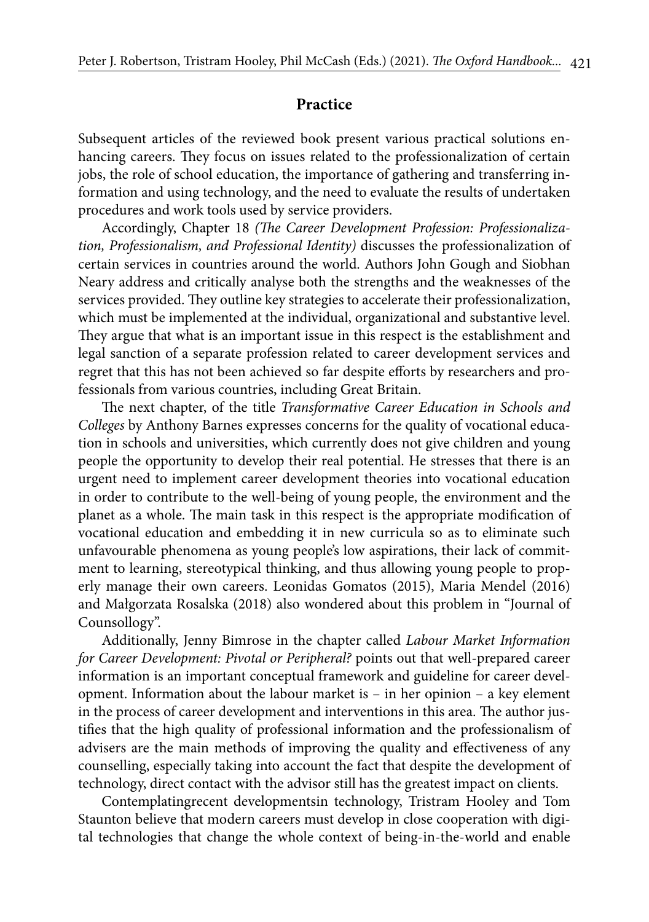## Practice

Subsequent articles of the reviewed book present various practical solutions enhancing careers. They focus on issues related to the professionalization of certain jobs, the role of school education, the importance of gathering and transferring information and using technology, and the need to evaluate the results of undertaken procedures and work tools used by service providers.

Accordingly, Chapter 18 *(The Career Development Profession: Professionalization, Professionalism, and Professional Identity)* discusses the professionalization of certain services in countries around the world. Authors John Gough and Siobhan Neary address and critically analyse both the strengths and the weaknesses of the services provided. They outline key strategies to accelerate their professionalization, which must be implemented at the individual, organizational and substantive level. They argue that what is an important issue in this respect is the establishment and legal sanction of a separate profession related to career development services and regret that this has not been achieved so far despite efforts by researchers and professionals from various countries, including Great Britain.

The next chapter, of the title *Transformative Career Education in Schools and Colleges* by Anthony Barnes expresses concerns for the quality of vocational education in schools and universities, which currently does not give children and young people the opportunity to develop their real potential. He stresses that there is an urgent need to implement career development theories into vocational education in order to contribute to the well-being of young people, the environment and the planet as a whole. The main task in this respect is the appropriate modification of vocational education and embedding it in new curricula so as to eliminate such unfavourable phenomena as young people's low aspirations, their lack of commitment to learning, stereotypical thinking, and thus allowing young people to properly manage their own careers. Leonidas Gomatos (2015), Maria Mendel (2016) and Małgorzata Rosalska (2018) also wondered about this problem in "Journal of Counsollogy".

Additionally, Jenny Bimrose in the chapter called *Labour Market Information for Career Development: Pivotal or Peripheral?* points out that well-prepared career information is an important conceptual framework and guideline for career development. Information about the labour market is – in her opinion – a key element in the process of career development and interventions in this area. The author justifies that the high quality of professional information and the professionalism of advisers are the main methods of improving the quality and effectiveness of any counselling, especially taking into account the fact that despite the development of technology, direct contact with the advisor still has the greatest impact on clients.

Contemplatingrecent developmentsin technology, Tristram Hooley and Tom Staunton believe that modern careers must develop in close cooperation with digital technologies that change the whole context of being-in-the-world and enable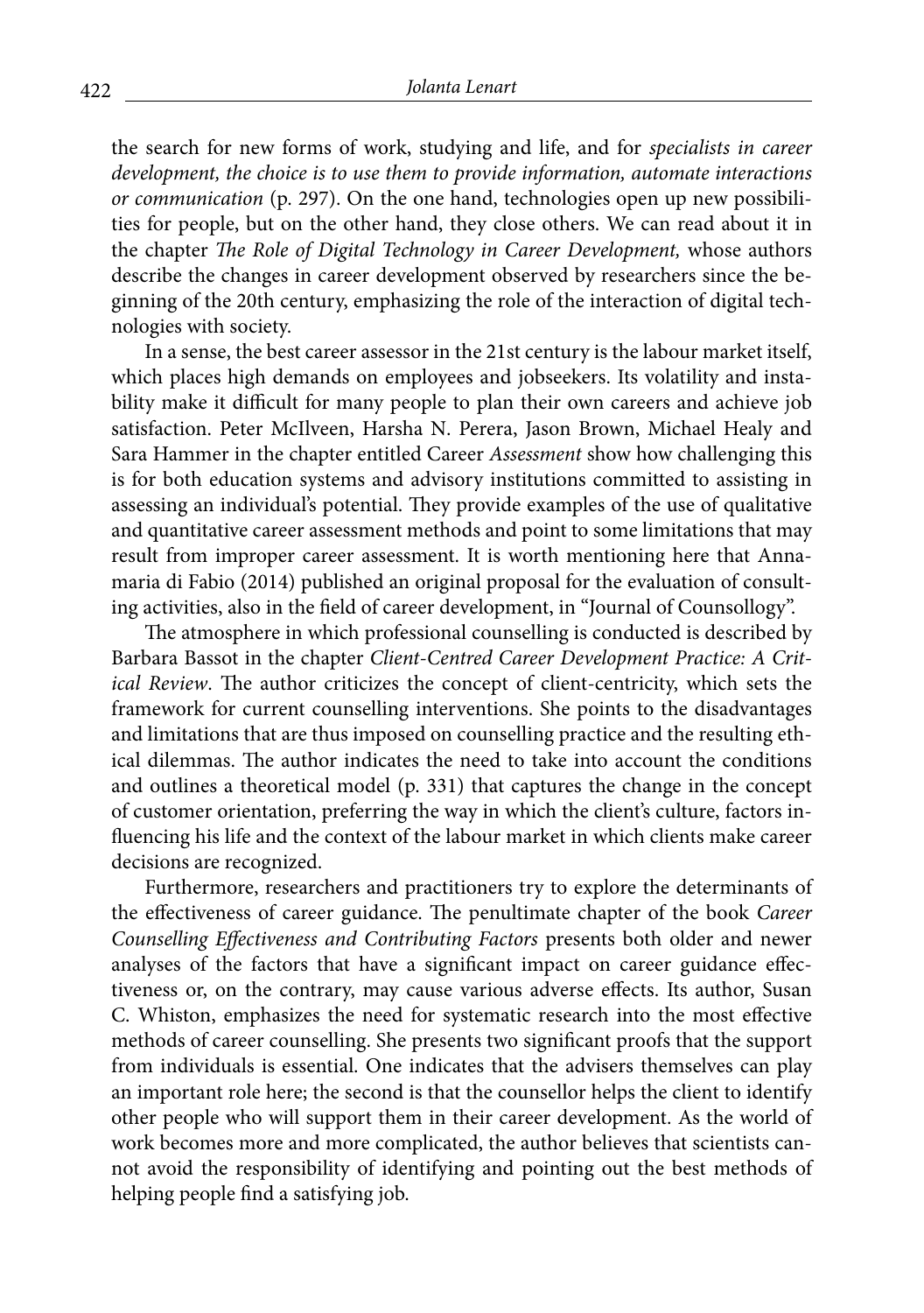the search for new forms of work, studying and life, and for *specialists in career development, the choice is to use them to provide information, automate interactions or communication* (p. 297). On the one hand, technologies open up new possibilities for people, but on the other hand, they close others. We can read about it in the chapter *The Role of Digital Technology in Career Development,* whose authors describe the changes in career development observed by researchers since the beginning of the 20th century, emphasizing the role of the interaction of digital technologies with society.

In a sense, the best career assessor in the 21st century is the labour market itself, which places high demands on employees and jobseekers. Its volatility and instability make it difficult for many people to plan their own careers and achieve job satisfaction. Peter McIlveen, Harsha N. Perera, Jason Brown, Michael Healy and Sara Hammer in the chapter entitled Career *Assessment* show how challenging this is for both education systems and advisory institutions committed to assisting in assessing an individual's potential. They provide examples of the use of qualitative and quantitative career assessment methods and point to some limitations that may result from improper career assessment. It is worth mentioning here that Annamaria di Fabio (2014) published an original proposal for the evaluation of consulting activities, also in the field of career development, in "Journal of Counsollogy".

The atmosphere in which professional counselling is conducted is described by Barbara Bassot in the chapter *Client-Centred Career Development Practice: A Critical Review*. The author criticizes the concept of client-centricity, which sets the framework for current counselling interventions. She points to the disadvantages and limitations that are thus imposed on counselling practice and the resulting ethical dilemmas. The author indicates the need to take into account the conditions and outlines a theoretical model (p. 331) that captures the change in the concept of customer orientation, preferring the way in which the client's culture, factors influencing his life and the context of the labour market in which clients make career decisions are recognized.

Furthermore, researchers and practitioners try to explore the determinants of the effectiveness of career guidance. The penultimate chapter of the book *Career Counselling Effectiveness and Contributing Factors* presents both older and newer analyses of the factors that have a significant impact on career guidance effectiveness or, on the contrary, may cause various adverse effects. Its author, Susan C. Whiston, emphasizes the need for systematic research into the most effective methods of career counselling. She presents two significant proofs that the support from individuals is essential. One indicates that the advisers themselves can play an important role here; the second is that the counsellor helps the client to identify other people who will support them in their career development. As the world of work becomes more and more complicated, the author believes that scientists cannot avoid the responsibility of identifying and pointing out the best methods of helping people find a satisfying job.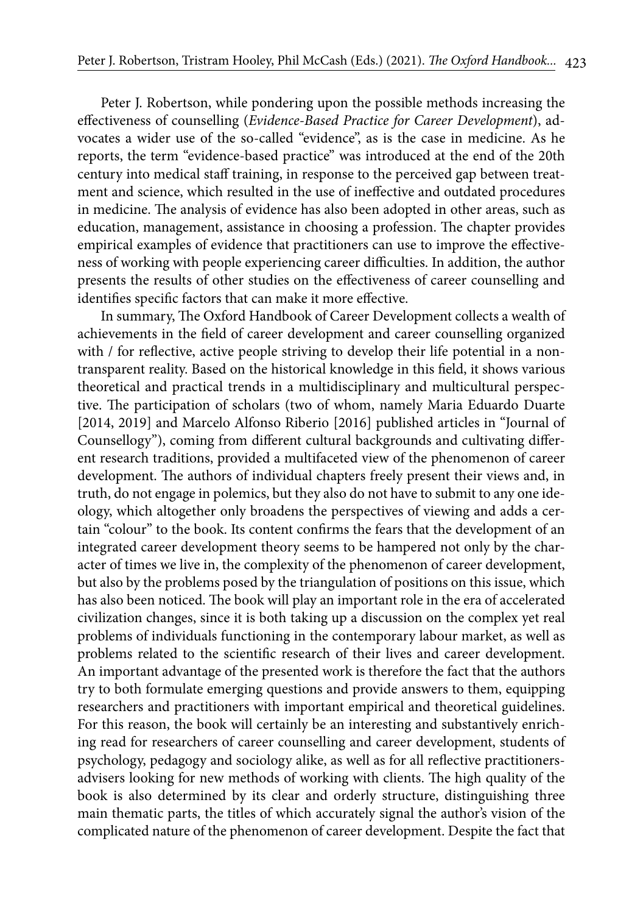Peter J. Robertson, while pondering upon the possible methods increasing the effectiveness of counselling (*Evidence-Based Practice for Career Development*), advocates a wider use of the so-called "evidence", as is the case in medicine. As he reports, the term "evidence-based practice" was introduced at the end of the 20th century into medical staff training, in response to the perceived gap between treatment and science, which resulted in the use of ineffective and outdated procedures in medicine. The analysis of evidence has also been adopted in other areas, such as education, management, assistance in choosing a profession. The chapter provides empirical examples of evidence that practitioners can use to improve the effectiveness of working with people experiencing career difficulties. In addition, the author presents the results of other studies on the effectiveness of career counselling and identifies specific factors that can make it more effective.

In summary, The Oxford Handbook of Career Development collects a wealth of achievements in the field of career development and career counselling organized with / for reflective, active people striving to develop their life potential in a non-transparent reality. Based on the historical knowledge in this field, it shows various theoretical and practical trends in a multidisciplinary and multicultural perspective. The participation of scholars (two of whom, namely Maria Eduardo Duarte [2014, 2019] and Marcelo Alfonso Riberio [2016] published articles in "Journal of Counsellogy"), coming from different cultural backgrounds and cultivating different research traditions, provided a multifaceted view of the phenomenon of career development. The authors of individual chapters freely present their views and, in truth, do not engage in polemics, but they also do not have to submit to any one ideology, which altogether only broadens the perspectives of viewing and adds a certain "colour" to the book. Its content confirms the fears that the development of an integrated career development theory seems to be hampered not only by the character of times we live in, the complexity of the phenomenon of career development, but also by the problems posed by the triangulation of positions on this issue, which has also been noticed. The book will play an important role in the era of accelerated civilization changes, since it is both taking up a discussion on the complex yet real problems of individuals functioning in the contemporary labour market, as well as problems related to the scientific research of their lives and career development. An important advantage of the presented work is therefore the fact that the authors try to both formulate emerging questions and provide answers to them, equipping researchers and practitioners with important empirical and theoretical guidelines. For this reason, the book will certainly be an interesting and substantively enriching read for researchers of career counselling and career development, students of psychology, pedagogy and sociology alike, as well as for all reflective practitioners-advisers looking for new methods of working with clients. The high quality of the book is also determined by its clear and orderly structure, distinguishing three main thematic parts, the titles of which accurately signal the author's vision of the complicated nature of the phenomenon of career development. Despite the fact that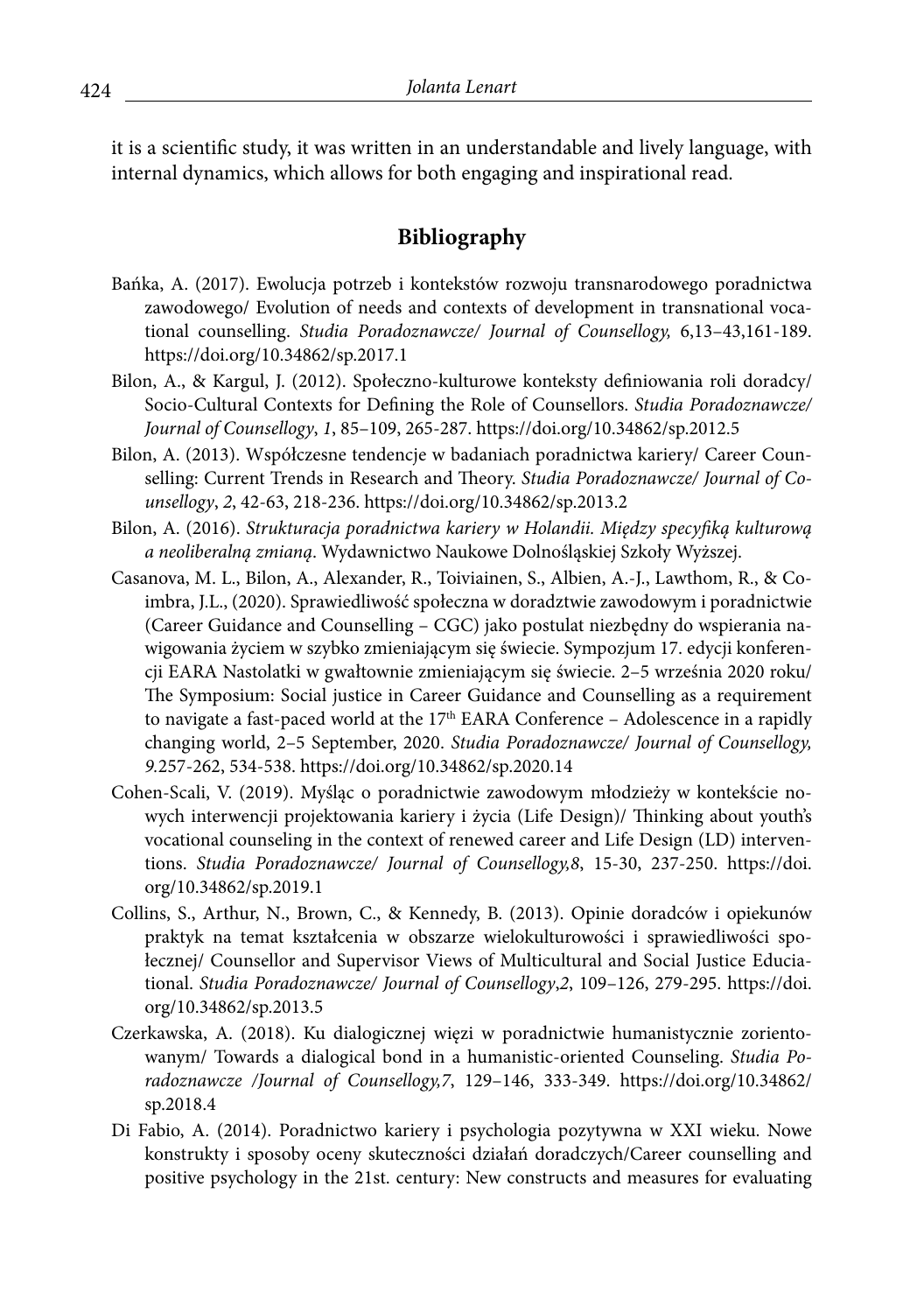it is a scientific study, it was written in an understandable and lively language, with internal dynamics, which allows for both engaging and inspirational read.

## Bibliography

Bańka, A. (2017). Ewolucja potrzeb i kontekstów rozwoju transnarodowego poradnictwa zawodowego/ Evolution of needs and contexts of development in transnational vocational counselling. *Studia Poradoznawcze/ Journal of Counsellogy,* 6,13–43,161-189. https://doi.org/10.34862/sp.2017.1

Bilon, A., & Kargul, J. (2012). Społeczno-kulturowe konteksty definiowania roli doradcy/ Socio-Cultural Contexts for Defining the Role of Counsellors. *Studia Poradoznawcze/ Journal of Counsellogy*, *1*, 85–109, 265-287. https://doi.org/10.34862/sp.2012.5

Bilon, A. (2013). Współczesne tendencje w badaniach poradnictwa kariery/ Career Counselling: Current Trends in Research and Theory. *Studia Poradoznawcze/ Journal of Counsellogy*, *2*, 42-63, 218-236. https://doi.org/10.34862/sp.2013.2

Bilon, A. (2016). *Strukturacja poradnictwa kariery w Holandii. Między specyfiką kulturową a neoliberalną zmianą*. Wydawnictwo Naukowe Dolnośląskiej Szkoły Wyższej.

Casanova, M. L., Bilon, A., Alexander, R., Toiviainen, S., Albien, A.-J., Lawthom, R., & Coimbra, J.L., (2020). Sprawiedliwość społeczna w doradztwie zawodowym i poradnictwie (Career Guidance and Counselling – CGC) jako postulat niezbędny do wspierania nawigowania życiem w szybko zmieniającym się świecie. Sympozjum 17. edycji konferencji EARA Nastolatki w gwałtownie zmieniającym się świecie. 2–5 września 2020 roku/ The Symposium: Social justice in Career Guidance and Counselling as a requirement to navigate a fast-paced world at the 17th EARA Conference – Adolescence in a rapidly changing world, 2–5 September, 2020. *Studia Poradoznawcze/ Journal of Counsellogy, 9.*257-262, 534-538. https://doi.org/10.34862/sp.2020.14

Cohen-Scali, V. (2019). Myśląc o poradnictwie zawodowym młodzieży w kontekście nowych interwencji projektowania kariery i życia (Life Design)/ Thinking about youth's vocational counseling in the context of renewed career and Life Design (LD) interventions. *Studia Poradoznawcze/ Journal of Counsellogy,8*, 15-30, 237-250. https://doi.org/10.34862/sp.2019.1

Collins, S., Arthur, N., Brown, C., & Kennedy, B. (2013). Opinie doradców i opiekunów praktyk na temat kształcenia w obszarze wielokulturowości i sprawiedliwości społecznej/ Counsellor and Supervisor Views of Multicultural and Social Justice Educiational. *Studia Poradoznawcze/ Journal of Counsellogy*,*2*, 109–126, 279-295. https://doi.org/10.34862/sp.2013.5

Czerkawska, A. (2018). Ku dialogicznej więzi w poradnictwie humanistycznie zorientowanym/ Towards a dialogical bond in a humanistic-oriented Counseling. *Studia Poradoznawcze /Journal of Counsellogy,7*, 129–146, 333-349. https://doi.org/10.34862/sp.2018.4

Di Fabio, A. (2014). Poradnictwo kariery i psychologia pozytywna w XXI wieku. Nowe konstrukty i sposoby oceny skuteczności działań doradczych/Career counselling and positive psychology in the 21st. century: New constructs and measures for evaluating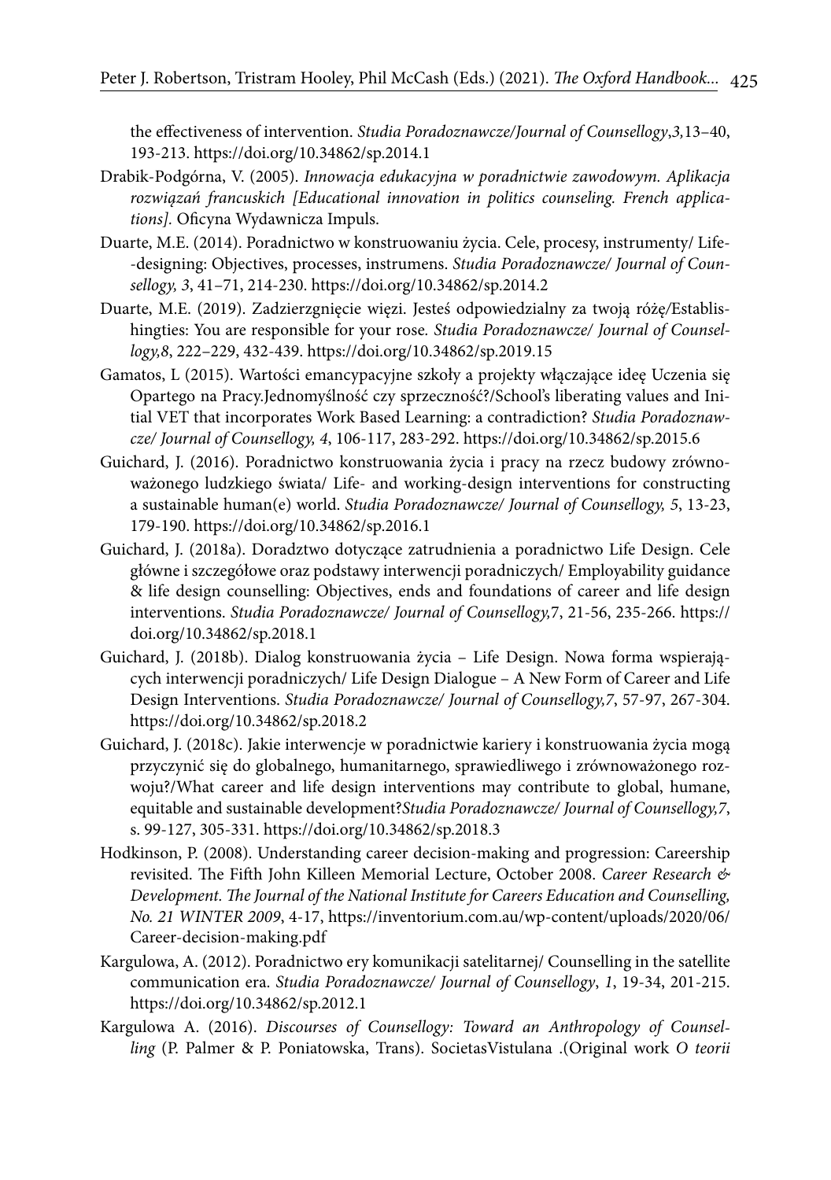the effectiveness of intervention. *Studia Poradoznawcze/Journal of Counsellogy*,*3*,13–40, 193-213. https://doi.org/10.34862/sp.2014.1

Drabik-Podgórna, V. (2005). *Innowacja edukacyjna w poradnictwie zawodowym. Aplikacja rozwiązań francuskich [Educational innovation in politics counseling. French applications].* Oficyna Wydawnicza Impuls.

Duarte, M.E. (2014). Poradnictwo w konstruowaniu życia. Cele, procesy, instrumenty/ Life--designing: Objectives, processes, instrumens. *Studia Poradoznawcze/ Journal of Counsellogy, 3*, 41–71, 214-230. https://doi.org/10.34862/sp.2014.2

Duarte, M.E. (2019). Zadzierzgnięcie więzi. Jesteś odpowiedzialny za twoją różę/Establishingties: You are responsible for your rose*. Studia Poradoznawcze/ Journal of Counsellogy,8*, 222–229, 432-439. https://doi.org/10.34862/sp.2019.15

Gamatos, L (2015). Wartości emancypacyjne szkoły a projekty włączające ideę Uczenia się Opartego na Pracy.Jednomyślność czy sprzeczność?/School's liberating values and Initial VET that incorporates Work Based Learning: a contradiction? *Studia Poradoznawcze/ Journal of Counsellogy, 4*, 106-117, 283-292. https://doi.org/10.34862/sp.2015.6

Guichard, J. (2016). Poradnictwo konstruowania życia i pracy na rzecz budowy zrównoważonego ludzkiego świata/ Life- and working-design interventions for constructing a sustainable human(e) world. *Studia Poradoznawcze/ Journal of Counsellogy, 5*, 13-23, 179-190. https://doi.org/10.34862/sp.2016.1

Guichard, J. (2018a). Doradztwo dotyczące zatrudnienia a poradnictwo Life Design. Cele główne i szczegółowe oraz podstawy interwencji poradniczych/ Employability guidance & life design counselling: Objectives, ends and foundations of career and life design interventions. *Studia Poradoznawcze/ Journal of Counsellogy,*7, 21-56, 235-266. https://doi.org/10.34862/sp.2018.1

Guichard, J. (2018b). Dialog konstruowania życia – Life Design. Nowa forma wspierających interwencji poradniczych/ Life Design Dialogue – A New Form of Career and Life Design Interventions. *Studia Poradoznawcze/ Journal of Counsellogy,7*, 57-97, 267-304. https://doi.org/10.34862/sp.2018.2

Guichard, J. (2018c). Jakie interwencje w poradnictwie kariery i konstruowania życia mogą przyczynić się do globalnego, humanitarnego, sprawiedliwego i zrównoważonego rozwoju?/What career and life design interventions may contribute to global, humane, equitable and sustainable development?*Studia Poradoznawcze/ Journal of Counsellogy,7*, s. 99-127, 305-331. https://doi.org/10.34862/sp.2018.3

Hodkinson, P. (2008). Understanding career decision-making and progression: Careership revisited. The Fifth John Killeen Memorial Lecture, October 2008. *Career Research & Development. The Journal of the National Institute for Careers Education and Counselling, No. 21 WINTER 2009*, 4-17, https://inventorium.com.au/wp-content/uploads/2020/06/Career-decision-making.pdf

Kargulowa, A. (2012). Poradnictwo ery komunikacji satelitarnej/ Counselling in the satellite communication era. *Studia Poradoznawcze/ Journal of Counsellogy*, *1*, 19-34, 201-215. https://doi.org/10.34862/sp.2012.1

Kargulowa A. (2016). *Discourses of Counsellogy: Toward an Anthropology of Counselling* (P. Palmer & P. Poniatowska, Trans). SocietasVistulana .(Original work *O teorii*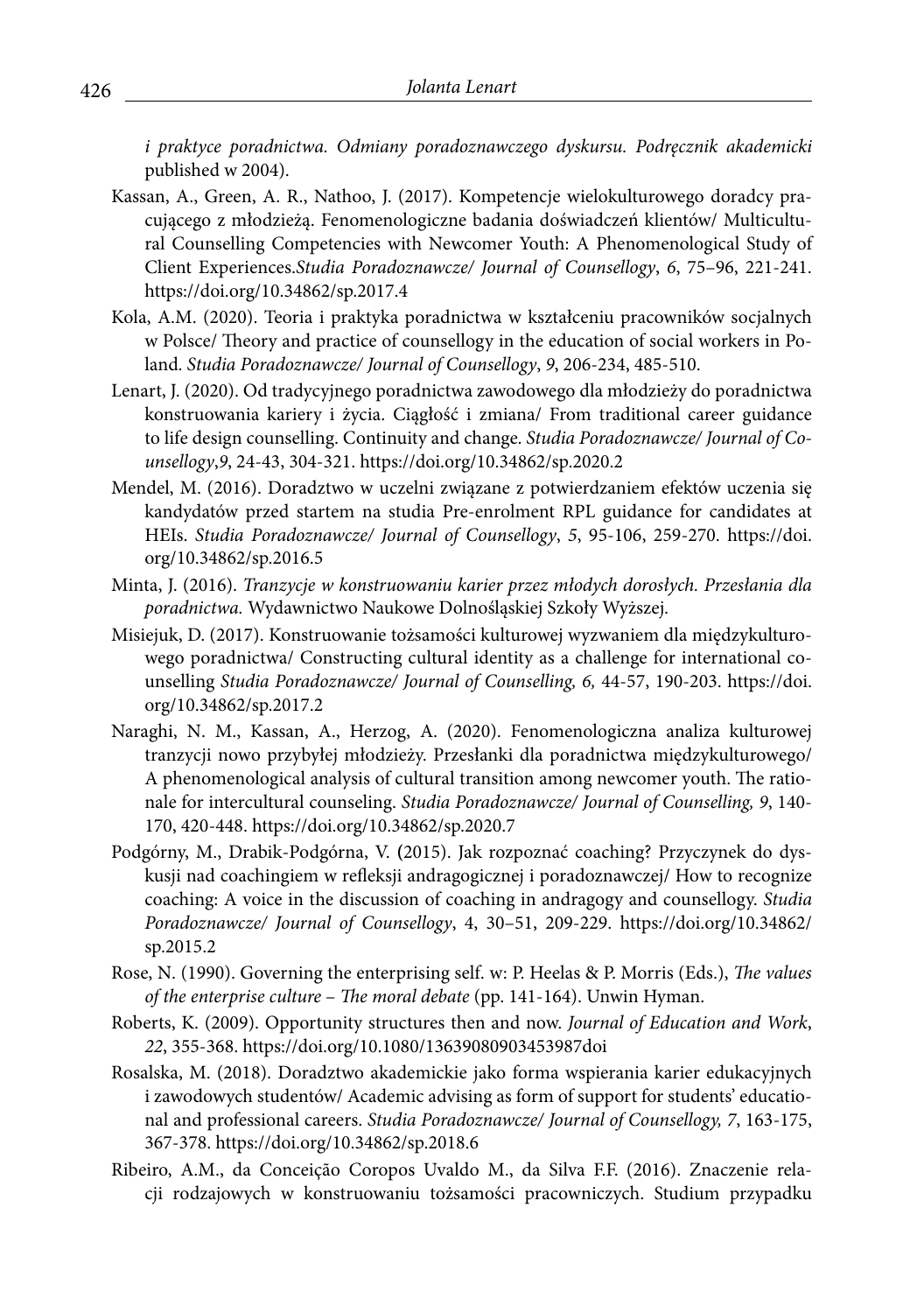*i praktyce poradnictwa. Odmiany poradoznawczego dyskursu. Podręcznik akademicki* published w 2004).

Kassan, A., Green, A. R., Nathoo, J. (2017). Kompetencje wielokulturowego doradcy pracującego z młodzieżą. Fenomenologiczne badania doświadczeń klientów/ Multicultural Counselling Competencies with Newcomer Youth: A Phenomenological Study of Client Experiences.*Studia Poradoznawcze/ Journal of Counsellogy*, *6*, 75–96, 221-241. https://doi.org/10.34862/sp.2017.4

Kola, A.M. (2020). Teoria i praktyka poradnictwa w kształceniu pracowników socjalnych w Polsce/ Theory and practice of counsellogy in the education of social workers in Poland. *Studia Poradoznawcze/ Journal of Counsellogy*, *9*, 206-234, 485-510.

Lenart, J. (2020). Od tradycyjnego poradnictwa zawodowego dla młodzieży do poradnictwa konstruowania kariery i życia. Ciągłość i zmiana/ From traditional career guidance to life design counselling. Continuity and change. *Studia Poradoznawcze/ Journal of Counsellogy*,*9*, 24-43, 304-321. https://doi.org/10.34862/sp.2020.2

Mendel, M. (2016). Doradztwo w uczelni związane z potwierdzaniem efektów uczenia się kandydatów przed startem na studia Pre-enrolment RPL guidance for candidates at HEIs. *Studia Poradoznawcze/ Journal of Counsellogy*, *5*, 95-106, 259-270. https://doi.org/10.34862/sp.2016.5

Minta, J. (2016). *Tranzycje w konstruowaniu karier przez młodych dorosłych. Przesłania dla poradnictwa.* Wydawnictwo Naukowe Dolnośląskiej Szkoły Wyższej.

Misiejuk, D. (2017). Konstruowanie tożsamości kulturowej wyzwaniem dla międzykulturowego poradnictwa/ Constructing cultural identity as a challenge for international counselling *Studia Poradoznawcze/ Journal of Counselling, 6,* 44-57, 190-203. https://doi.org/10.34862/sp.2017.2

Naraghi, N. M., Kassan, A., Herzog, A. (2020). Fenomenologiczna analiza kulturowej tranzycji nowo przybyłej młodzieży. Przesłanki dla poradnictwa międzykulturowego/ A phenomenological analysis of cultural transition among newcomer youth. The rationale for intercultural counseling. *Studia Poradoznawcze/ Journal of Counselling, 9*, 140-170, 420-448. https://doi.org/10.34862/sp.2020.7

Podgórny, M., Drabik-Podgórna, V. (2015). Jak rozpoznać coaching? Przyczynek do dyskusji nad coachingiem w refleksji andragogicznej i poradoznawczej/ How to recognize coaching: A voice in the discussion of coaching in andragogy and counsellogy. *Studia Poradoznawcze/ Journal of Counsellogy*, 4, 30–51, 209-229. https://doi.org/10.34862/sp.2015.2

Rose, N. (1990). Governing the enterprising self. w: P. Heelas & P. Morris (Eds.), *The values of the enterprise culture – The moral debate* (pp. 141-164). Unwin Hyman.

Roberts, K. (2009). Opportunity structures then and now. *Journal of Education and Work*, *22*, 355-368. https://doi.org/10.1080/13639080903453987doi

Rosalska, M. (2018). Doradztwo akademickie jako forma wspierania karier edukacyjnych i zawodowych studentów/ Academic advising as form of support for students' educational and professional careers. *Studia Poradoznawcze/ Journal of Counsellogy, 7*, 163-175, 367-378. https://doi.org/10.34862/sp.2018.6

Ribeiro, A.M., da Conceição Coropos Uvaldo M., da Silva F.F. (2016). Znaczenie relacji rodzajowych w konstruowaniu tożsamości pracowniczych. Studium przypadku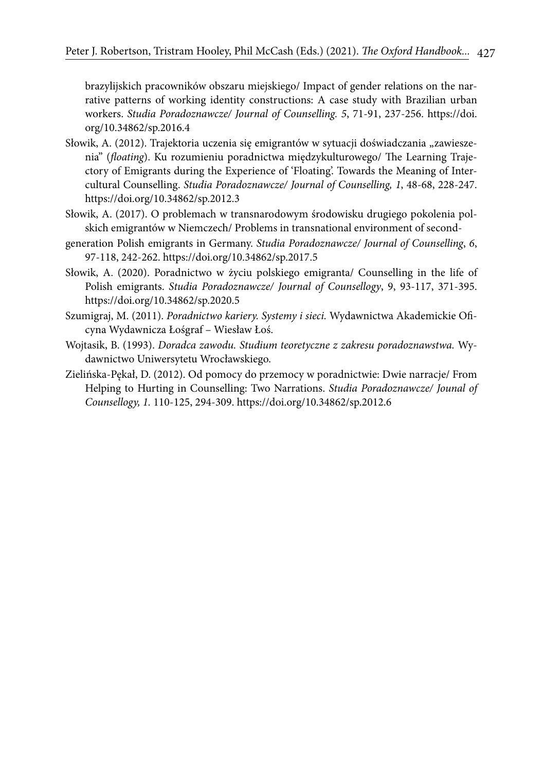brazylijskich pracowników obszaru miejskiego/ Impact of gender relations on the narrative patterns of working identity constructions: A case study with Brazilian urban workers. *Studia Poradoznawcze/ Journal of Counselling. 5*, 71-91, 237-256. https://doi.org/10.34862/sp.2016.4

Słowik, A. (2012). Trajektoria uczenia się emigrantów w sytuacji doświadczania „zawieszenia" (*floating*). Ku rozumieniu poradnictwa międzykulturowego/ The Learning Trajectory of Emigrants during the Experience of 'Floating'. Towards the Meaning of Intercultural Counselling. *Studia Poradoznawcze/ Journal of Counselling, 1*, 48-68, 228-247. https://doi.org/10.34862/sp.2012.3

Słowik, A. (2017). O problemach w transnarodowym środowisku drugiego pokolenia polskich emigrantów w Niemczech/ Problems in transnational environment of second-generation Polish emigrants in Germany. *Studia Poradoznawcze/ Journal of Counselling*, *6*, 97-118, 242-262. https://doi.org/10.34862/sp.2017.5

Słowik, A. (2020). Poradnictwo w życiu polskiego emigranta/ Counselling in the life of Polish emigrants. *Studia Poradoznawcze/ Journal of Counsellogy*, 9, 93-117, 371-395. https://doi.org/10.34862/sp.2020.5

Szumigraj, M. (2011). *Poradnictwo kariery. Systemy i sieci.* Wydawnictwa Akademickie Oficyna Wydawnicza Łośgraf – Wiesław Łoś.

Wojtasik, B. (1993). *Doradca zawodu. Studium teoretyczne z zakresu poradoznawstwa.* Wydawnictwo Uniwersytetu Wrocławskiego.

Zielińska-Pękał, D. (2012). Od pomocy do przemocy w poradnictwie: Dwie narracje/ From Helping to Hurting in Counselling: Two Narrations. *Studia Poradoznawcze/ Jounal of Counsellogy, 1*. 110-125, 294-309. https://doi.org/10.34862/sp.2012.6